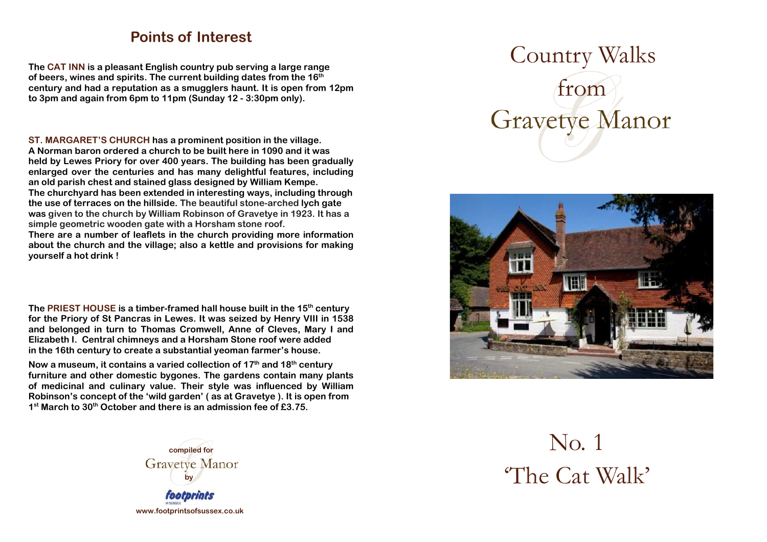## Points of Interest

**The CAT INN is a pleasant English country pub serving a large range of beers, wines and spirits. The current building dates from the 16th century and had a reputation as a smugglers haunt. It is open from 12pm to 3pm and again from 6pm to 11pm (Sunday 12 - 3:30pm only).**

**ST. MARGARET'S CHURCH has a prominent position in the village. A Norman baron ordered a church to be built here in 1090 and it was held by Lewes Priory for over 400 years. The building has been gradually enlarged over the centuries and has many delightful features, including an old parish chest and stained glass designed by William Kempe. The churchyard has been extended in interesting ways, including through the use of terraces on the hillside. The beautiful stone-arched lych gate was given to the church by William Robinson of Gravetye in 1923. It has a simple geometric wooden gate with a Horsham stone roof. There are a number of leaflets in the church providing more information about the church and the village; also a kettle and provisions for making yourself a hot drink !**

**The PRIEST HOUSE is a timber-framed hall house built in the 15th century for the Priory of St Pancras in Lewes. It was seized by Henry VIII in 1538 and belonged in turn to Thomas Cromwell, Anne of Cleves, Mary I and Elizabeth I. Central chimneys and a Horsham Stone roof were added in the 16th century to create a substantial yeoman farmer's house.**

**Now a museum, it contains a varied collection of 17th and 18th century furniture and other domestic bygones. The gardens contain many plants of medicinal and culinary value. Their style was influenced by William Robinson's concept of the 'wild garden' ( as at Gravetye ). It is open from 1st March to 30th October and there is an admission fee of £3.75.**

**compiled for**
Gravetye Manor
**by**
*footprints* of Sussex
**www.footprintsofsussex.co.uk**

# Country Walks from Gravetye Manor

# No. 1 'The Cat Walk'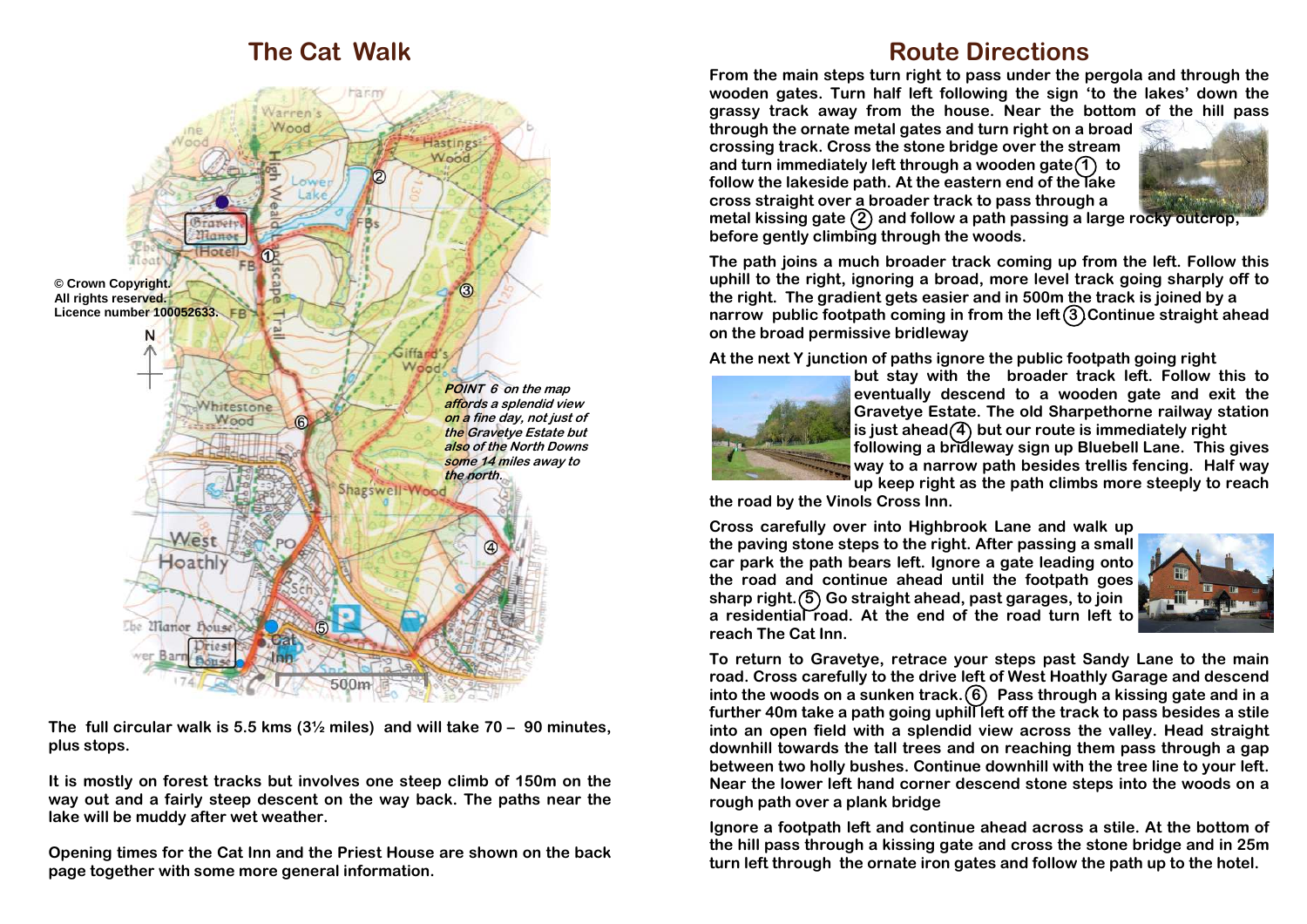# The Cat Walk

© Crown Copyright. All rights reserved. Licence number 100052633.

*POINT 6 on the map affords a splendid view on a fine day, not just of the Gravetye Estate but also of the North Downs some 14 miles away to the north.*

**The full circular walk is 5.5 kms (3½ miles) and will take 70 – 90 minutes, plus stops.**

**It is mostly on forest tracks but involves one steep climb of 150m on the way out and a fairly steep descent on the way back. The paths near the lake will be muddy after wet weather.**

**Opening times for the Cat Inn and the Priest House are shown on the back page together with some more general information.**

# Route Directions

**From the main steps turn right to pass under the pergola and through the wooden gates. Turn half left following the sign 'to the lakes' down the grassy track away from the house. Near the bottom of the hill pass through the ornate metal gates and turn right on a broad crossing track. Cross the stone bridge over the stream and turn immediately left through a wooden gate (1) to follow the lakeside path. At the eastern end of the lake cross straight over a broader track to pass through a metal kissing gate (2) and follow a path passing a large rocky outcrop, before gently climbing through the woods.**

**The path joins a much broader track coming up from the left. Follow this uphill to the right, ignoring a broad, more level track going sharply off to the right. The gradient gets easier and in 500m the track is joined by a narrow public footpath coming in from the left (3) Continue straight ahead on the broad permissive bridleway**

**At the next Y junction of paths ignore the public footpath going right but stay with the broader track left. Follow this to eventually descend to a wooden gate and exit the Gravetye Estate. The old Sharpethorne railway station is just ahead (4) but our route is immediately right following a bridleway sign up Bluebell Lane. This gives way to a narrow path besides trellis fencing. Half way up keep right as the path climbs more steeply to reach the road by the Vinols Cross Inn.**

**Cross carefully over into Highbrook Lane and walk up the paving stone steps to the right. After passing a small car park the path bears left. Ignore a gate leading onto the road and continue ahead until the footpath goes sharp right. (5) Go straight ahead, past garages, to join a residential road. At the end of the road turn left to reach The Cat Inn.**

**To return to Gravetye, retrace your steps past Sandy Lane to the main road. Cross carefully to the drive left of West Hoathly Garage and descend into the woods on a sunken track. (6) Pass through a kissing gate and in a further 40m take a path going uphill left off the track to pass besides a stile into an open field with a splendid view across the valley. Head straight downhill towards the tall trees and on reaching them pass through a gap between two holly bushes. Continue downhill with the tree line to your left. Near the lower left hand corner descend stone steps into the woods on a rough path over a plank bridge**

**Ignore a footpath left and continue ahead across a stile. At the bottom of the hill pass through a kissing gate and cross the stone bridge and in 25m turn left through the ornate iron gates and follow the path up to the hotel.**